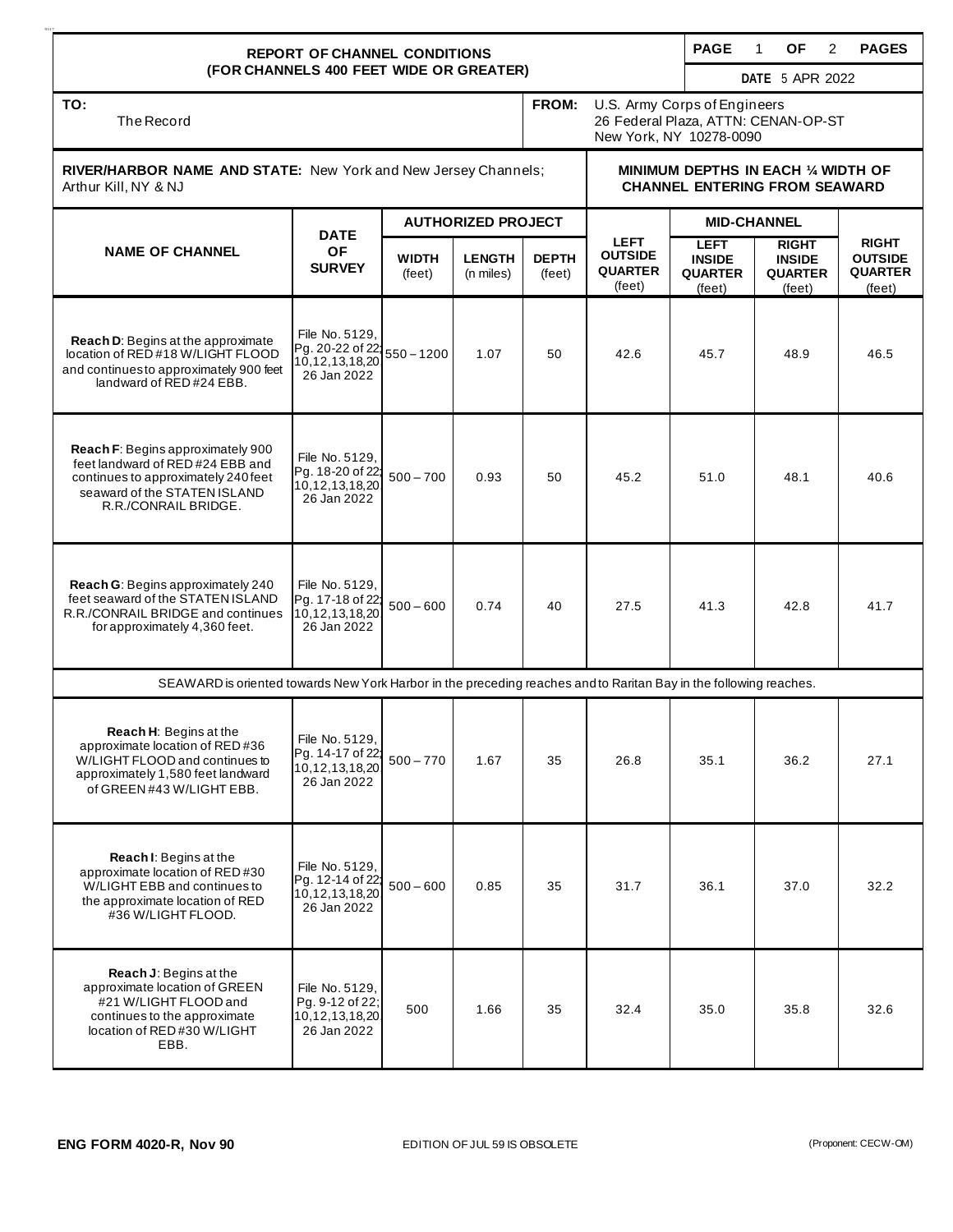# REPORT OF CHANNEL CONDITIONS
## (FOR CHANNELS 400 FEET WIDE OR GREATER)

**DATE** 5 APR 2022

**TO:** The Record

**FROM:** U.S. Army Corps of Engineers
26 Federal Plaza, ATTN: CENAN-OP-ST
New York, NY 10278-0090

**RIVER/HARBOR NAME AND STATE:** New York and New Jersey Channels; Arthur Kill, NY & NJ

**MINIMUM DEPTHS IN EACH ¼ WIDTH OF CHANNEL ENTERING FROM SEAWARD**

| NAME OF CHANNEL | DATE OF SURVEY | AUTHORIZED PROJECT | | | LEFT OUTSIDE QUARTER (feet) | MID-CHANNEL | | RIGHT OUTSIDE QUARTER (feet) |
|---|---|---|---|---|---|---|---|---|
| | | WIDTH (feet) | LENGTH (n miles) | DEPTH (feet) | | LEFT INSIDE QUARTER (feet) | RIGHT INSIDE QUARTER (feet) | |
| **Reach D**: Begins at the approximate location of RED #18 W/LIGHT FLOOD and continues to approximately 900 feet landward of RED #24 EBB. | File No. 5129, Pg. 20-22 of 22; 10,12,13,18,20 26 Jan 2022 | 550 – 1200 | 1.07 | 50 | 42.6 | 45.7 | 48.9 | 46.5 |
| **Reach F**: Begins approximately 900 feet landward of RED #24 EBB and continues to approximately 240 feet seaward of the STATEN ISLAND R.R./CONRAIL BRIDGE. | File No. 5129, Pg. 18-20 of 22; 10,12,13,18,20 26 Jan 2022 | 500 – 700 | 0.93 | 50 | 45.2 | 51.0 | 48.1 | 40.6 |
| **Reach G**: Begins approximately 240 feet seaward of the STATEN ISLAND R.R./CONRAIL BRIDGE and continues for approximately 4,360 feet. | File No. 5129, Pg. 17-18 of 22; 10,12,13,18,20 26 Jan 2022 | 500 – 600 | 0.74 | 40 | 27.5 | 41.3 | 42.8 | 41.7 |
| SEAWARD is oriented towards New York Harbor in the preceding reaches and to Raritan Bay in the following reaches. | | | | | | | | |
| **Reach H**: Begins at the approximate location of RED #36 W/LIGHT FLOOD and continues to approximately 1,580 feet landward of GREEN #43 W/LIGHT EBB. | File No. 5129, Pg. 14-17 of 22; 10,12,13,18,20 26 Jan 2022 | 500 – 770 | 1.67 | 35 | 26.8 | 35.1 | 36.2 | 27.1 |
| **Reach I**: Begins at the approximate location of RED #30 W/LIGHT EBB and continues to the approximate location of RED #36 W/LIGHT FLOOD. | File No. 5129, Pg. 12-14 of 22; 10,12,13,18,20 26 Jan 2022 | 500 – 600 | 0.85 | 35 | 31.7 | 36.1 | 37.0 | 32.2 |
| **Reach J**: Begins at the approximate location of GREEN #21 W/LIGHT FLOOD and continues to the approximate location of RED #30 W/LIGHT EBB. | File No. 5129, Pg. 9-12 of 22; 10,12,13,18,20 26 Jan 2022 | 500 | 1.66 | 35 | 32.4 | 35.0 | 35.8 | 32.6 |

**ENG FORM 4020-R, Nov 90** EDITION OF JUL 59 IS OBSOLETE (Proponent: CECW-OM)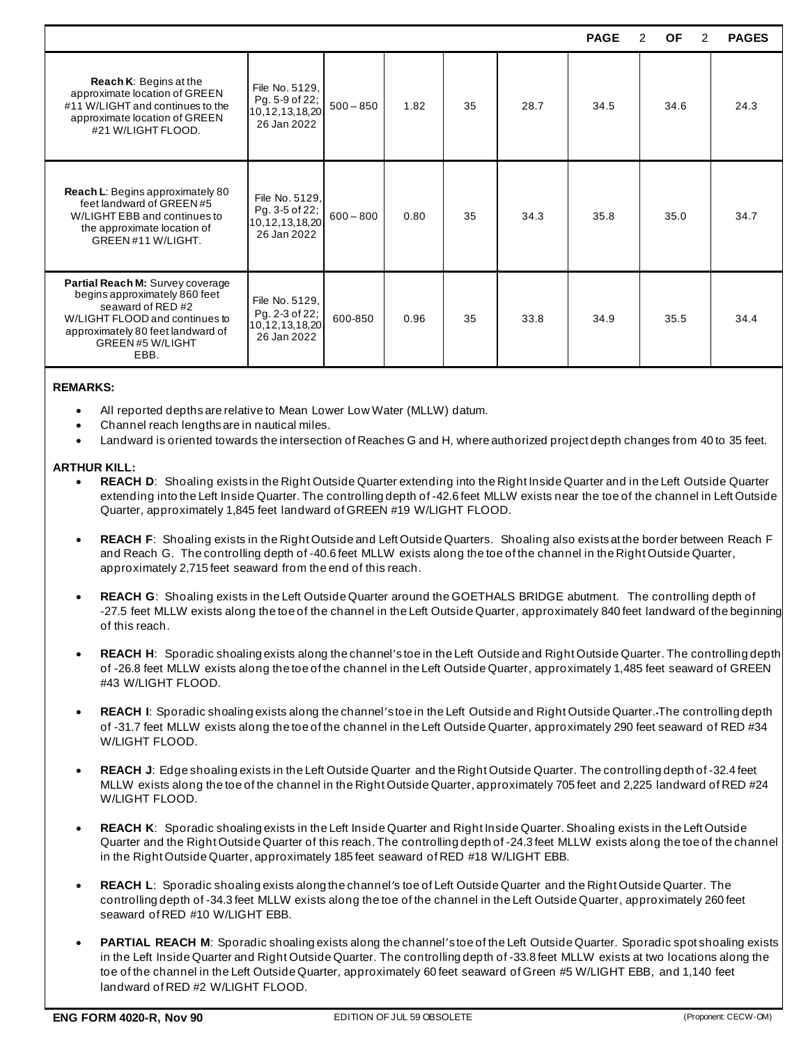| | | | | | | | | |
|---|---|---|---|---|---|---|---|---|
| **Reach K**: Begins at the approximate location of GREEN #11 W/LIGHT and continues to the approximate location of GREEN #21 W/LIGHT FLOOD. | File No. 5129, Pg. 5-9 of 22; 10,12,13,18,20 26 Jan 2022 | 500 – 850 | 1.82 | 35 | 28.7 | 34.5 | 34.6 | 24.3 |
| **Reach L**: Begins approximately 80 feet landward of GREEN #5 W/LIGHT EBB and continues to the approximate location of GREEN #11 W/LIGHT. | File No. 5129, Pg. 3-5 of 22; 10,12,13,18,20 26 Jan 2022 | 600 – 800 | 0.80 | 35 | 34.3 | 35.8 | 35.0 | 34.7 |
| **Partial Reach M:** Survey coverage begins approximately 860 feet seaward of RED #2 W/LIGHT FLOOD and continues to approximately 80 feet landward of GREEN #5 W/LIGHT EBB. | File No. 5129, Pg. 2-3 of 22; 10,12,13,18,20 26 Jan 2022 | 600-850 | 0.96 | 35 | 33.8 | 34.9 | 35.5 | 34.4 |

**REMARKS:**

- All reported depths are relative to Mean Lower Low Water (MLLW) datum.
- Channel reach lengths are in nautical miles.
- Landward is oriented towards the intersection of Reaches G and H, where authorized project depth changes from 40 to 35 feet.

**ARTHUR KILL:**

- **REACH D**: Shoaling exists in the Right Outside Quarter extending into the Right Inside Quarter and in the Left Outside Quarter extending into the Left Inside Quarter. The controlling depth of -42.6 feet MLLW exists near the toe of the channel in Left Outside Quarter, approximately 1,845 feet landward of GREEN #19 W/LIGHT FLOOD.

- **REACH F**: Shoaling exists in the Right Outside and Left Outside Quarters. Shoaling also exists at the border between Reach F and Reach G. The controlling depth of -40.6 feet MLLW exists along the toe of the channel in the Right Outside Quarter, approximately 2,715 feet seaward from the end of this reach.

- **REACH G**: Shoaling exists in the Left Outside Quarter around the GOETHALS BRIDGE abutment. The controlling depth of -27.5 feet MLLW exists along the toe of the channel in the Left Outside Quarter, approximately 840 feet landward of the beginning of this reach.

- **REACH H**: Sporadic shoaling exists along the channel's toe in the Left Outside and Right Outside Quarter. The controlling depth of -26.8 feet MLLW exists along the toe of the channel in the Left Outside Quarter, approximately 1,485 feet seaward of GREEN #43 W/LIGHT FLOOD.

- **REACH I**: Sporadic shoaling exists along the channel's toe in the Left Outside and Right Outside Quarter. The controlling depth of -31.7 feet MLLW exists along the toe of the channel in the Left Outside Quarter, approximately 290 feet seaward of RED #34 W/LIGHT FLOOD.

- **REACH J**: Edge shoaling exists in the Left Outside Quarter and the Right Outside Quarter. The controlling depth of -32.4 feet MLLW exists along the toe of the channel in the Right Outside Quarter, approximately 705 feet and 2,225 landward of RED #24 W/LIGHT FLOOD.

- **REACH K**: Sporadic shoaling exists in the Left Inside Quarter and Right Inside Quarter. Shoaling exists in the Left Outside Quarter and the Right Outside Quarter of this reach. The controlling depth of -24.3 feet MLLW exists along the toe of the channel in the Right Outside Quarter, approximately 185 feet seaward of RED #18 W/LIGHT EBB.

- **REACH L**: Sporadic shoaling exists along the channel's toe of Left Outside Quarter and the Right Outside Quarter. The controlling depth of -34.3 feet MLLW exists along the toe of the channel in the Left Outside Quarter, approximately 260 feet seaward of RED #10 W/LIGHT EBB.

- **PARTIAL REACH M**: Sporadic shoaling exists along the channel's toe of the Left Outside Quarter. Sporadic spot shoaling exists in the Left Inside Quarter and Right Outside Quarter. The controlling depth of -33.8 feet MLLW exists at two locations along the toe of the channel in the Left Outside Quarter, approximately 60 feet seaward of Green #5 W/LIGHT EBB, and 1,140 feet landward of RED #2 W/LIGHT FLOOD.

**ENG FORM 4020-R, Nov 90** EDITION OF JUL 59 OBSOLETE (Proponent: CECW-OM)